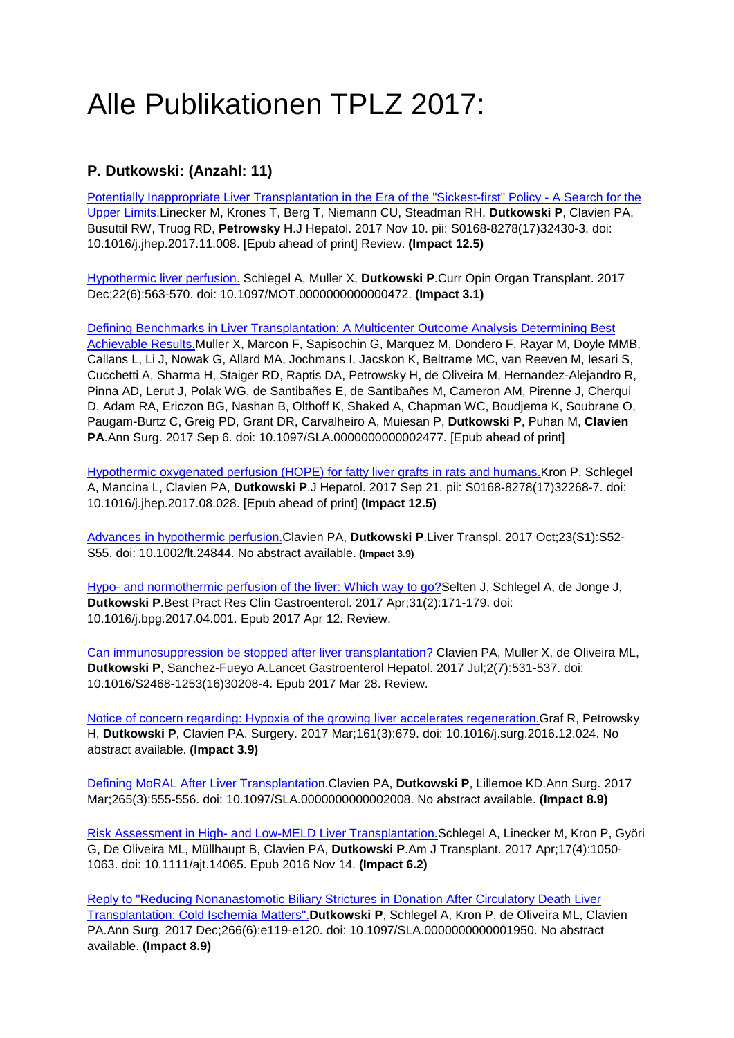# Alle Publikationen TPLZ 2017:

## P. Dutkowski: (Anzahl: 11)

Potentially Inappropriate Liver Transplantation in the Era of the "Sickest-first" Policy - A Search for the Upper Limits.Linecker M, Krones T, Berg T, Niemann CU, Steadman RH, **Dutkowski P**, Clavien PA, Busuttil RW, Truog RD, **Petrowsky H**.J Hepatol. 2017 Nov 10. pii: S0168-8278(17)32430-3. doi: 10.1016/j.jhep.2017.11.008. [Epub ahead of print] Review. **(Impact 12.5)**

Hypothermic liver perfusion. Schlegel A, Muller X, **Dutkowski P**.Curr Opin Organ Transplant. 2017 Dec;22(6):563-570. doi: 10.1097/MOT.0000000000000472. **(Impact 3.1)**

Defining Benchmarks in Liver Transplantation: A Multicenter Outcome Analysis Determining Best Achievable Results.Muller X, Marcon F, Sapisochin G, Marquez M, Dondero F, Rayar M, Doyle MMB, Callans L, Li J, Nowak G, Allard MA, Jochmans I, Jacskon K, Beltrame MC, van Reeven M, Iesari S, Cucchetti A, Sharma H, Staiger RD, Raptis DA, Petrowsky H, de Oliveira M, Hernandez-Alejandro R, Pinna AD, Lerut J, Polak WG, de Santibañes E, de Santibañes M, Cameron AM, Pirenne J, Cherqui D, Adam RA, Ericzon BG, Nashan B, Olthoff K, Shaked A, Chapman WC, Boudjema K, Soubrane O, Paugam-Burtz C, Greig PD, Grant DR, Carvalheiro A, Muiesan P, **Dutkowski P**, Puhan M, **Clavien PA**.Ann Surg. 2017 Sep 6. doi: 10.1097/SLA.0000000000002477. [Epub ahead of print]

Hypothermic oxygenated perfusion (HOPE) for fatty liver grafts in rats and humans.Kron P, Schlegel A, Mancina L, Clavien PA, **Dutkowski P**.J Hepatol. 2017 Sep 21. pii: S0168-8278(17)32268-7. doi: 10.1016/j.jhep.2017.08.028. [Epub ahead of print] **(Impact 12.5)**

Advances in hypothermic perfusion.Clavien PA, **Dutkowski P**.Liver Transpl. 2017 Oct;23(S1):S52-S55. doi: 10.1002/lt.24844. No abstract available. **(Impact 3.9)**

Hypo- and normothermic perfusion of the liver: Which way to go?Selten J, Schlegel A, de Jonge J, **Dutkowski P**.Best Pract Res Clin Gastroenterol. 2017 Apr;31(2):171-179. doi: 10.1016/j.bpg.2017.04.001. Epub 2017 Apr 12. Review.

Can immunosuppression be stopped after liver transplantation? Clavien PA, Muller X, de Oliveira ML, **Dutkowski P**, Sanchez-Fueyo A.Lancet Gastroenterol Hepatol. 2017 Jul;2(7):531-537. doi: 10.1016/S2468-1253(16)30208-4. Epub 2017 Mar 28. Review.

Notice of concern regarding: Hypoxia of the growing liver accelerates regeneration.Graf R, Petrowsky H, **Dutkowski P**, Clavien PA. Surgery. 2017 Mar;161(3):679. doi: 10.1016/j.surg.2016.12.024. No abstract available. **(Impact 3.9)**

Defining MoRAL After Liver Transplantation.Clavien PA, **Dutkowski P**, Lillemoe KD.Ann Surg. 2017 Mar;265(3):555-556. doi: 10.1097/SLA.0000000000002008. No abstract available. **(Impact 8.9)**

Risk Assessment in High- and Low-MELD Liver Transplantation.Schlegel A, Linecker M, Kron P, Györi G, De Oliveira ML, Müllhaupt B, Clavien PA, **Dutkowski P**.Am J Transplant. 2017 Apr;17(4):1050-1063. doi: 10.1111/ajt.14065. Epub 2016 Nov 14. **(Impact 6.2)**

Reply to "Reducing Nonanastomotic Biliary Strictures in Donation After Circulatory Death Liver Transplantation: Cold Ischemia Matters".**Dutkowski P**, Schlegel A, Kron P, de Oliveira ML, Clavien PA.Ann Surg. 2017 Dec;266(6):e119-e120. doi: 10.1097/SLA.0000000000001950. No abstract available. **(Impact 8.9)**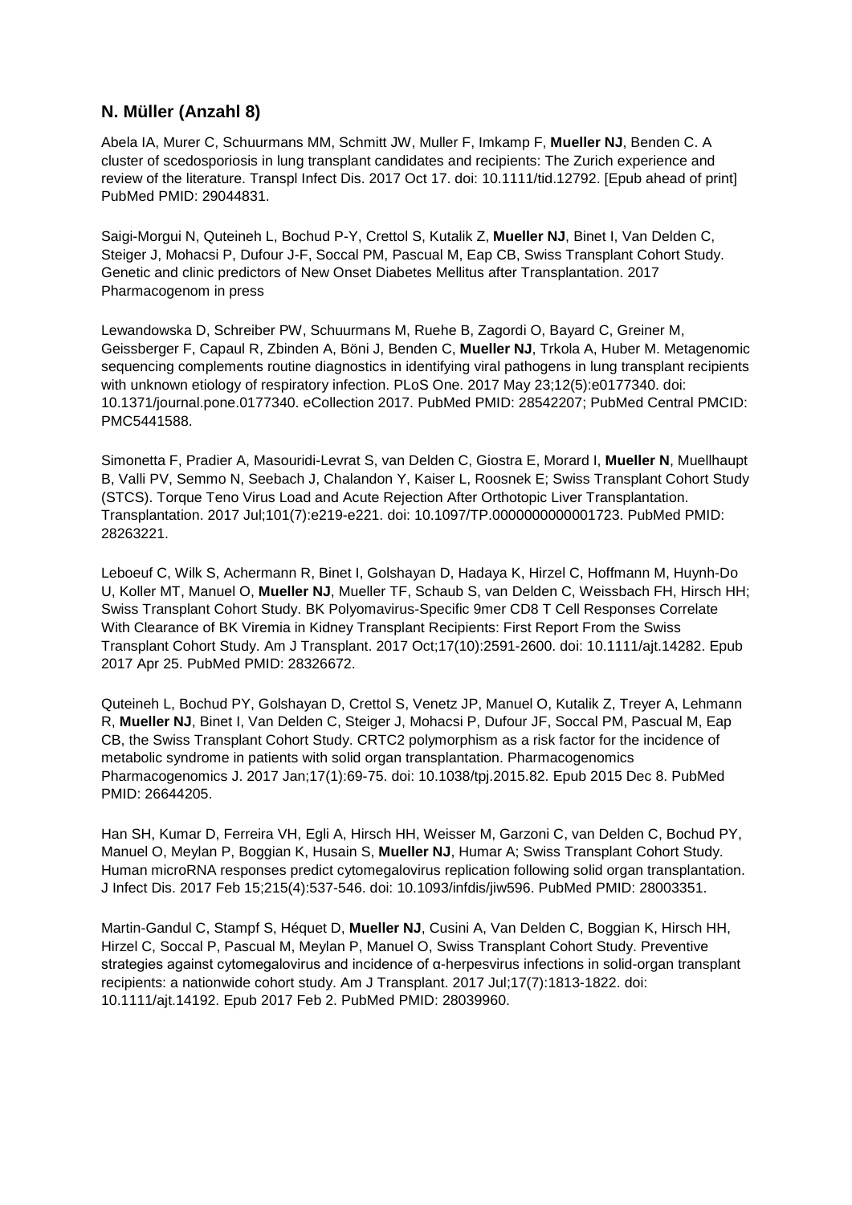### N. Müller (Anzahl 8)

Abela IA, Murer C, Schuurmans MM, Schmitt JW, Muller F, Imkamp F, **Mueller NJ**, Benden C. A cluster of scedosporiosis in lung transplant candidates and recipients: The Zurich experience and review of the literature. Transpl Infect Dis. 2017 Oct 17. doi: 10.1111/tid.12792. [Epub ahead of print] PubMed PMID: 29044831.

Saigi-Morgui N, Quteineh L, Bochud P-Y, Crettol S, Kutalik Z, **Mueller NJ**, Binet I, Van Delden C, Steiger J, Mohacsi P, Dufour J-F, Soccal PM, Pascual M, Eap CB, Swiss Transplant Cohort Study. Genetic and clinic predictors of New Onset Diabetes Mellitus after Transplantation. 2017 Pharmacogenom in press

Lewandowska D, Schreiber PW, Schuurmans M, Ruehe B, Zagordi O, Bayard C, Greiner M, Geissberger F, Capaul R, Zbinden A, Böni J, Benden C, **Mueller NJ**, Trkola A, Huber M. Metagenomic sequencing complements routine diagnostics in identifying viral pathogens in lung transplant recipients with unknown etiology of respiratory infection. PLoS One. 2017 May 23;12(5):e0177340. doi: 10.1371/journal.pone.0177340. eCollection 2017. PubMed PMID: 28542207; PubMed Central PMCID: PMC5441588.

Simonetta F, Pradier A, Masouridi-Levrat S, van Delden C, Giostra E, Morard I, **Mueller N**, Muellhaupt B, Valli PV, Semmo N, Seebach J, Chalandon Y, Kaiser L, Roosnek E; Swiss Transplant Cohort Study (STCS). Torque Teno Virus Load and Acute Rejection After Orthotopic Liver Transplantation. Transplantation. 2017 Jul;101(7):e219-e221. doi: 10.1097/TP.0000000000001723. PubMed PMID: 28263221.

Leboeuf C, Wilk S, Achermann R, Binet I, Golshayan D, Hadaya K, Hirzel C, Hoffmann M, Huynh-Do U, Koller MT, Manuel O, **Mueller NJ**, Mueller TF, Schaub S, van Delden C, Weissbach FH, Hirsch HH; Swiss Transplant Cohort Study. BK Polyomavirus-Specific 9mer CD8 T Cell Responses Correlate With Clearance of BK Viremia in Kidney Transplant Recipients: First Report From the Swiss Transplant Cohort Study. Am J Transplant. 2017 Oct;17(10):2591-2600. doi: 10.1111/ajt.14282. Epub 2017 Apr 25. PubMed PMID: 28326672.

Quteineh L, Bochud PY, Golshayan D, Crettol S, Venetz JP, Manuel O, Kutalik Z, Treyer A, Lehmann R, **Mueller NJ**, Binet I, Van Delden C, Steiger J, Mohacsi P, Dufour JF, Soccal PM, Pascual M, Eap CB, the Swiss Transplant Cohort Study. CRTC2 polymorphism as a risk factor for the incidence of metabolic syndrome in patients with solid organ transplantation. Pharmacogenomics Pharmacogenomics J. 2017 Jan;17(1):69-75. doi: 10.1038/tpj.2015.82. Epub 2015 Dec 8. PubMed PMID: 26644205.

Han SH, Kumar D, Ferreira VH, Egli A, Hirsch HH, Weisser M, Garzoni C, van Delden C, Bochud PY, Manuel O, Meylan P, Boggian K, Husain S, **Mueller NJ**, Humar A; Swiss Transplant Cohort Study. Human microRNA responses predict cytomegalovirus replication following solid organ transplantation. J Infect Dis. 2017 Feb 15;215(4):537-546. doi: 10.1093/infdis/jiw596. PubMed PMID: 28003351.

Martin-Gandul C, Stampf S, Héquet D, **Mueller NJ**, Cusini A, Van Delden C, Boggian K, Hirsch HH, Hirzel C, Soccal P, Pascual M, Meylan P, Manuel O, Swiss Transplant Cohort Study. Preventive strategies against cytomegalovirus and incidence of α-herpesvirus infections in solid-organ transplant recipients: a nationwide cohort study. Am J Transplant. 2017 Jul;17(7):1813-1822. doi: 10.1111/ajt.14192. Epub 2017 Feb 2. PubMed PMID: 28039960.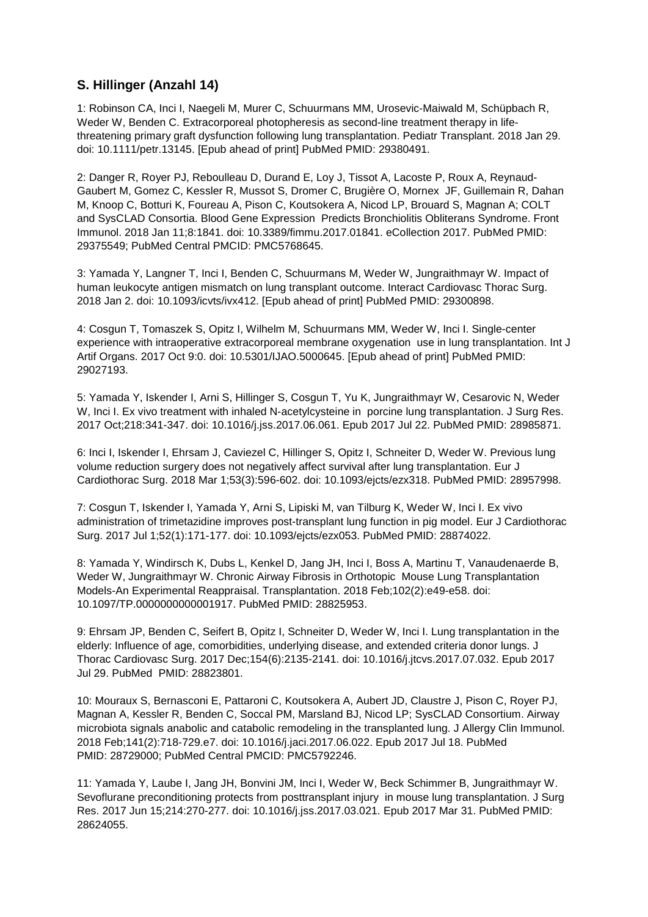### S. Hillinger (Anzahl 14)

1: Robinson CA, Inci I, Naegeli M, Murer C, Schuurmans MM, Urosevic-Maiwald M, Schüpbach R, Weder W, Benden C. Extracorporeal photopheresis as second-line treatment therapy in life-threatening primary graft dysfunction following lung transplantation. Pediatr Transplant. 2018 Jan 29. doi: 10.1111/petr.13145. [Epub ahead of print] PubMed PMID: 29380491.

2: Danger R, Royer PJ, Reboulleau D, Durand E, Loy J, Tissot A, Lacoste P, Roux A, Reynaud-Gaubert M, Gomez C, Kessler R, Mussot S, Dromer C, Brugière O, Mornex JF, Guillemain R, Dahan M, Knoop C, Botturi K, Foureau A, Pison C, Koutsokera A, Nicod LP, Brouard S, Magnan A; COLT and SysCLAD Consortia. Blood Gene Expression Predicts Bronchiolitis Obliterans Syndrome. Front Immunol. 2018 Jan 11;8:1841. doi: 10.3389/fimmu.2017.01841. eCollection 2017. PubMed PMID: 29375549; PubMed Central PMCID: PMC5768645.

3: Yamada Y, Langner T, Inci I, Benden C, Schuurmans M, Weder W, Jungraithmayr W. Impact of human leukocyte antigen mismatch on lung transplant outcome. Interact Cardiovasc Thorac Surg. 2018 Jan 2. doi: 10.1093/icvts/ivx412. [Epub ahead of print] PubMed PMID: 29300898.

4: Cosgun T, Tomaszek S, Opitz I, Wilhelm M, Schuurmans MM, Weder W, Inci I. Single-center experience with intraoperative extracorporeal membrane oxygenation use in lung transplantation. Int J Artif Organs. 2017 Oct 9:0. doi: 10.5301/IJAO.5000645. [Epub ahead of print] PubMed PMID: 29027193.

5: Yamada Y, Iskender I, Arni S, Hillinger S, Cosgun T, Yu K, Jungraithmayr W, Cesarovic N, Weder W, Inci I. Ex vivo treatment with inhaled N-acetylcysteine in porcine lung transplantation. J Surg Res. 2017 Oct;218:341-347. doi: 10.1016/j.jss.2017.06.061. Epub 2017 Jul 22. PubMed PMID: 28985871.

6: Inci I, Iskender I, Ehrsam J, Caviezel C, Hillinger S, Opitz I, Schneiter D, Weder W. Previous lung volume reduction surgery does not negatively affect survival after lung transplantation. Eur J Cardiothorac Surg. 2018 Mar 1;53(3):596-602. doi: 10.1093/ejcts/ezx318. PubMed PMID: 28957998.

7: Cosgun T, Iskender I, Yamada Y, Arni S, Lipiski M, van Tilburg K, Weder W, Inci I. Ex vivo administration of trimetazidine improves post-transplant lung function in pig model. Eur J Cardiothorac Surg. 2017 Jul 1;52(1):171-177. doi: 10.1093/ejcts/ezx053. PubMed PMID: 28874022.

8: Yamada Y, Windirsch K, Dubs L, Kenkel D, Jang JH, Inci I, Boss A, Martinu T, Vanaudenaerde B, Weder W, Jungraithmayr W. Chronic Airway Fibrosis in Orthotopic Mouse Lung Transplantation Models-An Experimental Reappraisal. Transplantation. 2018 Feb;102(2):e49-e58. doi: 10.1097/TP.0000000000001917. PubMed PMID: 28825953.

9: Ehrsam JP, Benden C, Seifert B, Opitz I, Schneiter D, Weder W, Inci I. Lung transplantation in the elderly: Influence of age, comorbidities, underlying disease, and extended criteria donor lungs. J Thorac Cardiovasc Surg. 2017 Dec;154(6):2135-2141. doi: 10.1016/j.jtcvs.2017.07.032. Epub 2017 Jul 29. PubMed PMID: 28823801.

10: Mouraux S, Bernasconi E, Pattaroni C, Koutsokera A, Aubert JD, Claustre J, Pison C, Royer PJ, Magnan A, Kessler R, Benden C, Soccal PM, Marsland BJ, Nicod LP; SysCLAD Consortium. Airway microbiota signals anabolic and catabolic remodeling in the transplanted lung. J Allergy Clin Immunol. 2018 Feb;141(2):718-729.e7. doi: 10.1016/j.jaci.2017.06.022. Epub 2017 Jul 18. PubMed PMID: 28729000; PubMed Central PMCID: PMC5792246.

11: Yamada Y, Laube I, Jang JH, Bonvini JM, Inci I, Weder W, Beck Schimmer B, Jungraithmayr W. Sevoflurane preconditioning protects from posttransplant injury in mouse lung transplantation. J Surg Res. 2017 Jun 15;214:270-277. doi: 10.1016/j.jss.2017.03.021. Epub 2017 Mar 31. PubMed PMID: 28624055.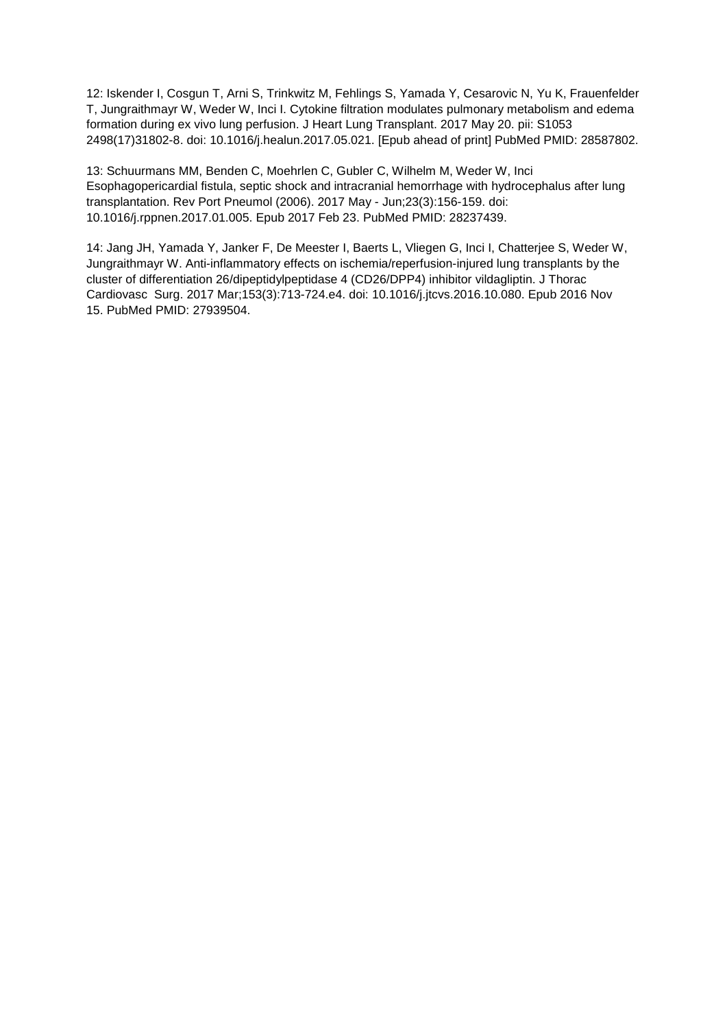12: Iskender I, Cosgun T, Arni S, Trinkwitz M, Fehlings S, Yamada Y, Cesarovic N, Yu K, Frauenfelder T, Jungraithmayr W, Weder W, Inci I. Cytokine filtration modulates pulmonary metabolism and edema formation during ex vivo lung perfusion. J Heart Lung Transplant. 2017 May 20. pii: S1053 2498(17)31802-8. doi: 10.1016/j.healun.2017.05.021. [Epub ahead of print] PubMed PMID: 28587802.

13: Schuurmans MM, Benden C, Moehrlen C, Gubler C, Wilhelm M, Weder W, Inci Esophagopericardial fistula, septic shock and intracranial hemorrhage with hydrocephalus after lung transplantation. Rev Port Pneumol (2006). 2017 May - Jun;23(3):156-159. doi: 10.1016/j.rppnen.2017.01.005. Epub 2017 Feb 23. PubMed PMID: 28237439.

14: Jang JH, Yamada Y, Janker F, De Meester I, Baerts L, Vliegen G, Inci I, Chatterjee S, Weder W, Jungraithmayr W. Anti-inflammatory effects on ischemia/reperfusion-injured lung transplants by the cluster of differentiation 26/dipeptidylpeptidase 4 (CD26/DPP4) inhibitor vildagliptin. J Thorac Cardiovasc Surg. 2017 Mar;153(3):713-724.e4. doi: 10.1016/j.jtcvs.2016.10.080. Epub 2016 Nov 15. PubMed PMID: 27939504.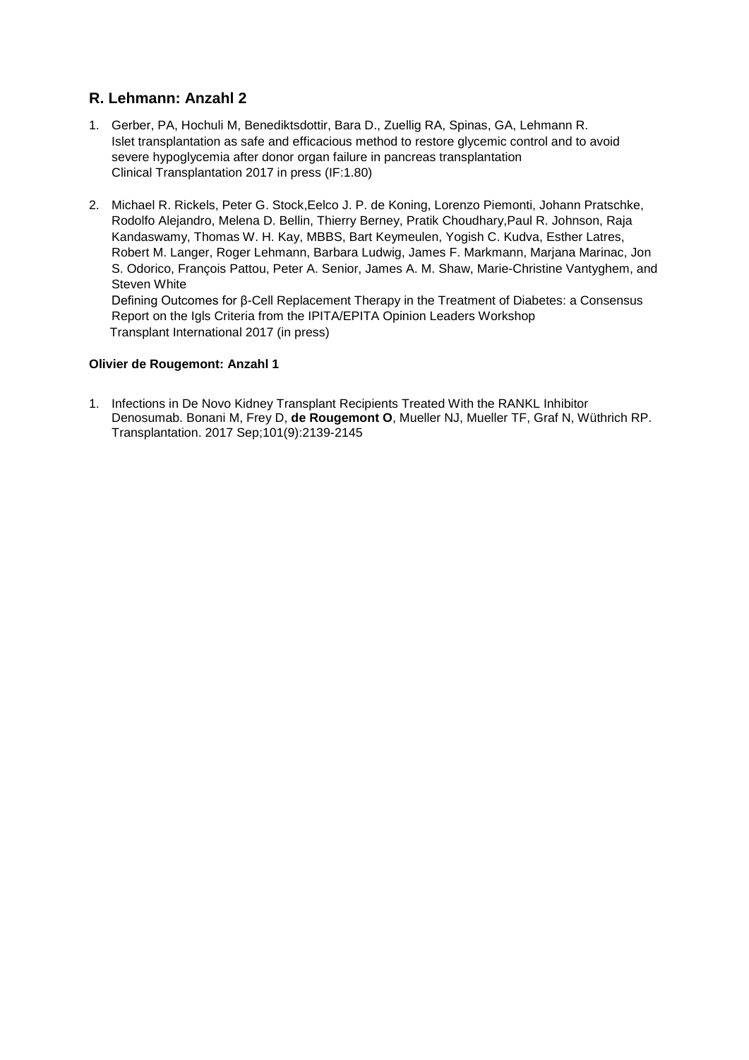## R. Lehmann: Anzahl 2

1. Gerber, PA, Hochuli M, Benediktsdottir, Bara D., Zuellig RA, Spinas, GA, Lehmann R.
   Islet transplantation as safe and efficacious method to restore glycemic control and to avoid severe hypoglycemia after donor organ failure in pancreas transplantation
   Clinical Transplantation 2017 in press (IF:1.80)

2. Michael R. Rickels, Peter G. Stock,Eelco J. P. de Koning, Lorenzo Piemonti, Johann Pratschke, Rodolfo Alejandro, Melena D. Bellin, Thierry Berney, Pratik Choudhary,Paul R. Johnson, Raja Kandaswamy, Thomas W. H. Kay, MBBS, Bart Keymeulen, Yogish C. Kudva, Esther Latres, Robert M. Langer, Roger Lehmann, Barbara Ludwig, James F. Markmann, Marjana Marinac, Jon S. Odorico, François Pattou, Peter A. Senior, James A. M. Shaw, Marie-Christine Vantyghem, and Steven White
   Defining Outcomes for β-Cell Replacement Therapy in the Treatment of Diabetes: a Consensus Report on the Igls Criteria from the IPITA/EPITA Opinion Leaders Workshop
   Transplant International 2017 (in press)

**Olivier de Rougemont: Anzahl 1**

1. Infections in De Novo Kidney Transplant Recipients Treated With the RANKL Inhibitor Denosumab. Bonani M, Frey D, **de Rougemont O**, Mueller NJ, Mueller TF, Graf N, Wüthrich RP. Transplantation. 2017 Sep;101(9):2139-2145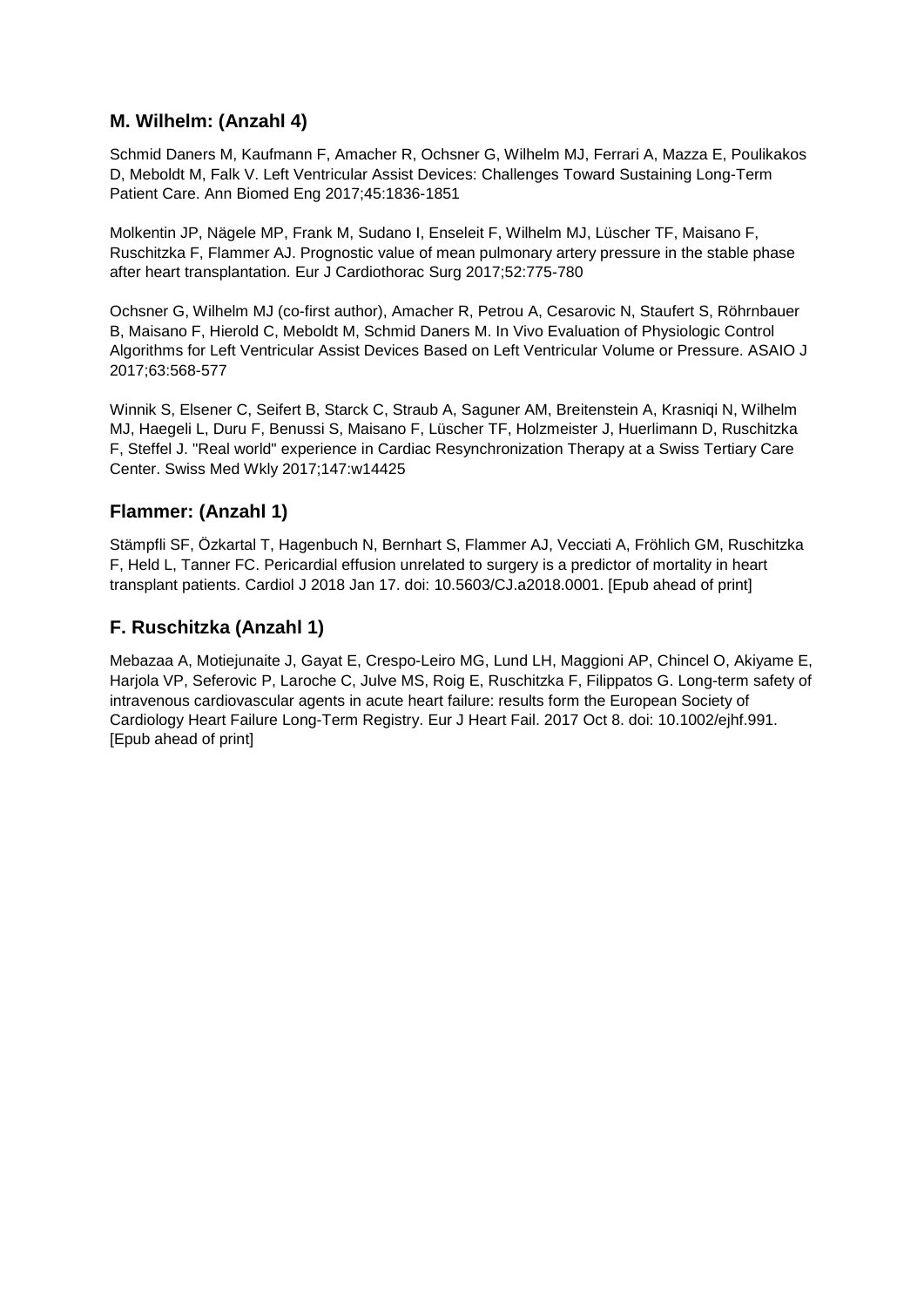### M. Wilhelm: (Anzahl 4)

Schmid Daners M, Kaufmann F, Amacher R, Ochsner G, Wilhelm MJ, Ferrari A, Mazza E, Poulikakos D, Meboldt M, Falk V. Left Ventricular Assist Devices: Challenges Toward Sustaining Long-Term Patient Care. Ann Biomed Eng 2017;45:1836-1851

Molkentin JP, Nägele MP, Frank M, Sudano I, Enseleit F, Wilhelm MJ, Lüscher TF, Maisano F, Ruschitzka F, Flammer AJ. Prognostic value of mean pulmonary artery pressure in the stable phase after heart transplantation. Eur J Cardiothorac Surg 2017;52:775-780

Ochsner G, Wilhelm MJ (co-first author), Amacher R, Petrou A, Cesarovic N, Staufert S, Röhrnbauer B, Maisano F, Hierold C, Meboldt M, Schmid Daners M. In Vivo Evaluation of Physiologic Control Algorithms for Left Ventricular Assist Devices Based on Left Ventricular Volume or Pressure. ASAIO J 2017;63:568-577

Winnik S, Elsener C, Seifert B, Starck C, Straub A, Saguner AM, Breitenstein A, Krasniqi N, Wilhelm MJ, Haegeli L, Duru F, Benussi S, Maisano F, Lüscher TF, Holzmeister J, Huerlimann D, Ruschitzka F, Steffel J. "Real world" experience in Cardiac Resynchronization Therapy at a Swiss Tertiary Care Center. Swiss Med Wkly 2017;147:w14425

### Flammer: (Anzahl 1)

Stämpfli SF, Özkartal T, Hagenbuch N, Bernhart S, Flammer AJ, Vecciati A, Fröhlich GM, Ruschitzka F, Held L, Tanner FC. Pericardial effusion unrelated to surgery is a predictor of mortality in heart transplant patients. Cardiol J 2018 Jan 17. doi: 10.5603/CJ.a2018.0001. [Epub ahead of print]

### F. Ruschitzka (Anzahl 1)

Mebazaa A, Motiejunaite J, Gayat E, Crespo-Leiro MG, Lund LH, Maggioni AP, Chincel O, Akiyame E, Harjola VP, Seferovic P, Laroche C, Julve MS, Roig E, Ruschitzka F, Filippatos G. Long-term safety of intravenous cardiovascular agents in acute heart failure: results form the European Society of Cardiology Heart Failure Long-Term Registry. Eur J Heart Fail. 2017 Oct 8. doi: 10.1002/ejhf.991. [Epub ahead of print]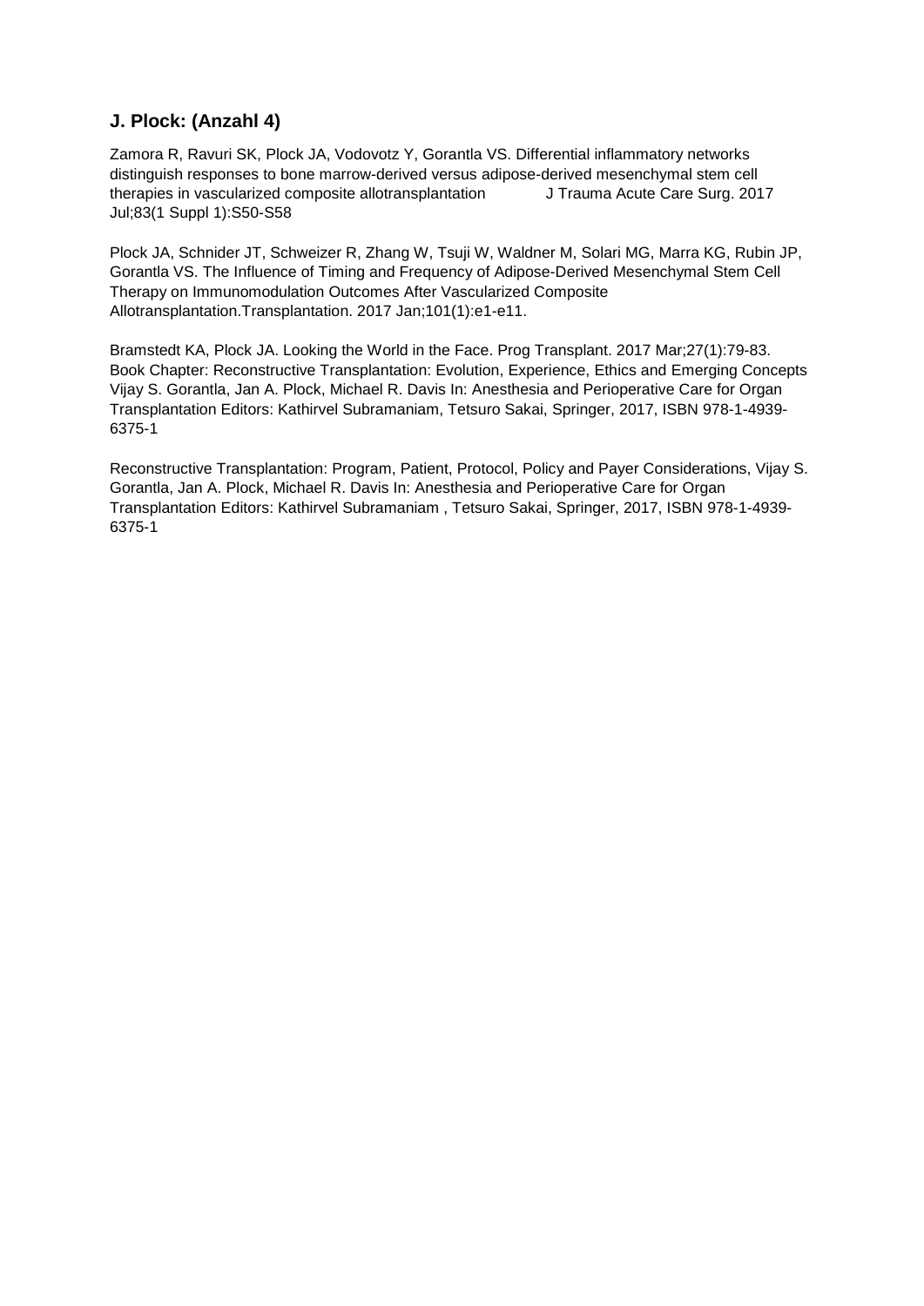## J. Plock: (Anzahl 4)

Zamora R, Ravuri SK, Plock JA, Vodovotz Y, Gorantla VS. Differential inflammatory networks distinguish responses to bone marrow-derived versus adipose-derived mesenchymal stem cell therapies in vascularized composite allotransplantation J Trauma Acute Care Surg. 2017 Jul;83(1 Suppl 1):S50-S58

Plock JA, Schnider JT, Schweizer R, Zhang W, Tsuji W, Waldner M, Solari MG, Marra KG, Rubin JP, Gorantla VS. The Influence of Timing and Frequency of Adipose-Derived Mesenchymal Stem Cell Therapy on Immunomodulation Outcomes After Vascularized Composite Allotransplantation.Transplantation. 2017 Jan;101(1):e1-e11.

Bramstedt KA, Plock JA. Looking the World in the Face. Prog Transplant. 2017 Mar;27(1):79-83.
Book Chapter: Reconstructive Transplantation: Evolution, Experience, Ethics and Emerging Concepts Vijay S. Gorantla, Jan A. Plock, Michael R. Davis In: Anesthesia and Perioperative Care for Organ Transplantation Editors: Kathirvel Subramaniam, Tetsuro Sakai, Springer, 2017, ISBN 978-1-4939-6375-1

Reconstructive Transplantation: Program, Patient, Protocol, Policy and Payer Considerations, Vijay S. Gorantla, Jan A. Plock, Michael R. Davis In: Anesthesia and Perioperative Care for Organ Transplantation Editors: Kathirvel Subramaniam , Tetsuro Sakai, Springer, 2017, ISBN 978-1-4939-6375-1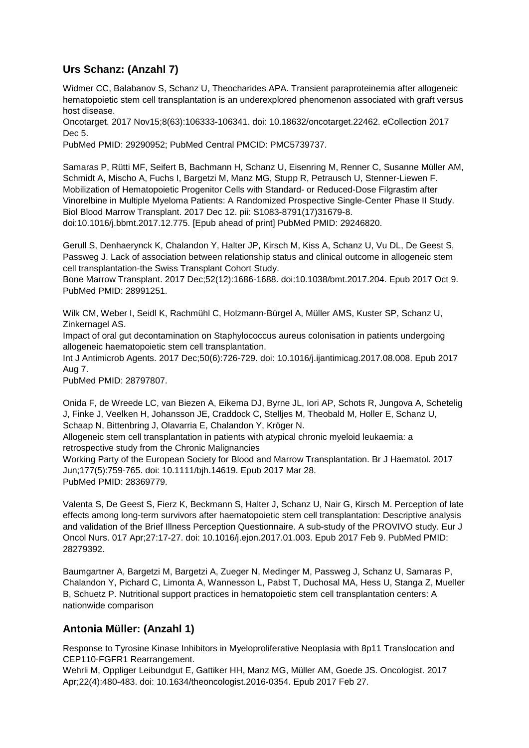## Urs Schanz: (Anzahl 7)

Widmer CC, Balabanov S, Schanz U, Theocharides APA. Transient paraproteinemia after allogeneic hematopoietic stem cell transplantation is an underexplored phenomenon associated with graft versus host disease.
Oncotarget. 2017 Nov15;8(63):106333-106341. doi: 10.18632/oncotarget.22462. eCollection 2017 Dec 5.
PubMed PMID: 29290952; PubMed Central PMCID: PMC5739737.

Samaras P, Rütti MF, Seifert B, Bachmann H, Schanz U, Eisenring M, Renner C, Susanne Müller AM, Schmidt A, Mischo A, Fuchs I, Bargetzi M, Manz MG, Stupp R, Petrausch U, Stenner-Liewen F. Mobilization of Hematopoietic Progenitor Cells with Standard- or Reduced-Dose Filgrastim after Vinorelbine in Multiple Myeloma Patients: A Randomized Prospective Single-Center Phase II Study. Biol Blood Marrow Transplant. 2017 Dec 12. pii: S1083-8791(17)31679-8.
doi:10.1016/j.bbmt.2017.12.775. [Epub ahead of print] PubMed PMID: 29246820.

Gerull S, Denhaerynck K, Chalandon Y, Halter JP, Kirsch M, Kiss A, Schanz U, Vu DL, De Geest S, Passweg J. Lack of association between relationship status and clinical outcome in allogeneic stem cell transplantation-the Swiss Transplant Cohort Study.
Bone Marrow Transplant. 2017 Dec;52(12):1686-1688. doi:10.1038/bmt.2017.204. Epub 2017 Oct 9. PubMed PMID: 28991251.

Wilk CM, Weber I, Seidl K, Rachmühl C, Holzmann-Bürgel A, Müller AMS, Kuster SP, Schanz U, Zinkernagel AS.
Impact of oral gut decontamination on Staphylococcus aureus colonisation in patients undergoing allogeneic haematopoietic stem cell transplantation.
Int J Antimicrob Agents. 2017 Dec;50(6):726-729. doi: 10.1016/j.ijantimicag.2017.08.008. Epub 2017 Aug 7.
PubMed PMID: 28797807.

Onida F, de Wreede LC, van Biezen A, Eikema DJ, Byrne JL, Iori AP, Schots R, Jungova A, Schetelig J, Finke J, Veelken H, Johansson JE, Craddock C, Stelljes M, Theobald M, Holler E, Schanz U, Schaap N, Bittenbring J, Olavarria E, Chalandon Y, Kröger N.
Allogeneic stem cell transplantation in patients with atypical chronic myeloid leukaemia: a retrospective study from the Chronic Malignancies
Working Party of the European Society for Blood and Marrow Transplantation. Br J Haematol. 2017 Jun;177(5):759-765. doi: 10.1111/bjh.14619. Epub 2017 Mar 28.
PubMed PMID: 28369779.

Valenta S, De Geest S, Fierz K, Beckmann S, Halter J, Schanz U, Nair G, Kirsch M. Perception of late effects among long-term survivors after haematopoietic stem cell transplantation: Descriptive analysis and validation of the Brief Illness Perception Questionnaire. A sub-study of the PROVIVO study. Eur J Oncol Nurs. 017 Apr;27:17-27. doi: 10.1016/j.ejon.2017.01.003. Epub 2017 Feb 9. PubMed PMID: 28279392.

Baumgartner A, Bargetzi M, Bargetzi A, Zueger N, Medinger M, Passweg J, Schanz U, Samaras P, Chalandon Y, Pichard C, Limonta A, Wannesson L, Pabst T, Duchosal MA, Hess U, Stanga Z, Mueller B, Schuetz P. Nutritional support practices in hematopoietic stem cell transplantation centers: A nationwide comparison

## Antonia Müller: (Anzahl 1)

Response to Tyrosine Kinase Inhibitors in Myeloproliferative Neoplasia with 8p11 Translocation and CEP110-FGFR1 Rearrangement.
Wehrli M, Oppliger Leibundgut E, Gattiker HH, Manz MG, Müller AM, Goede JS. Oncologist. 2017 Apr;22(4):480-483. doi: 10.1634/theoncologist.2016-0354. Epub 2017 Feb 27.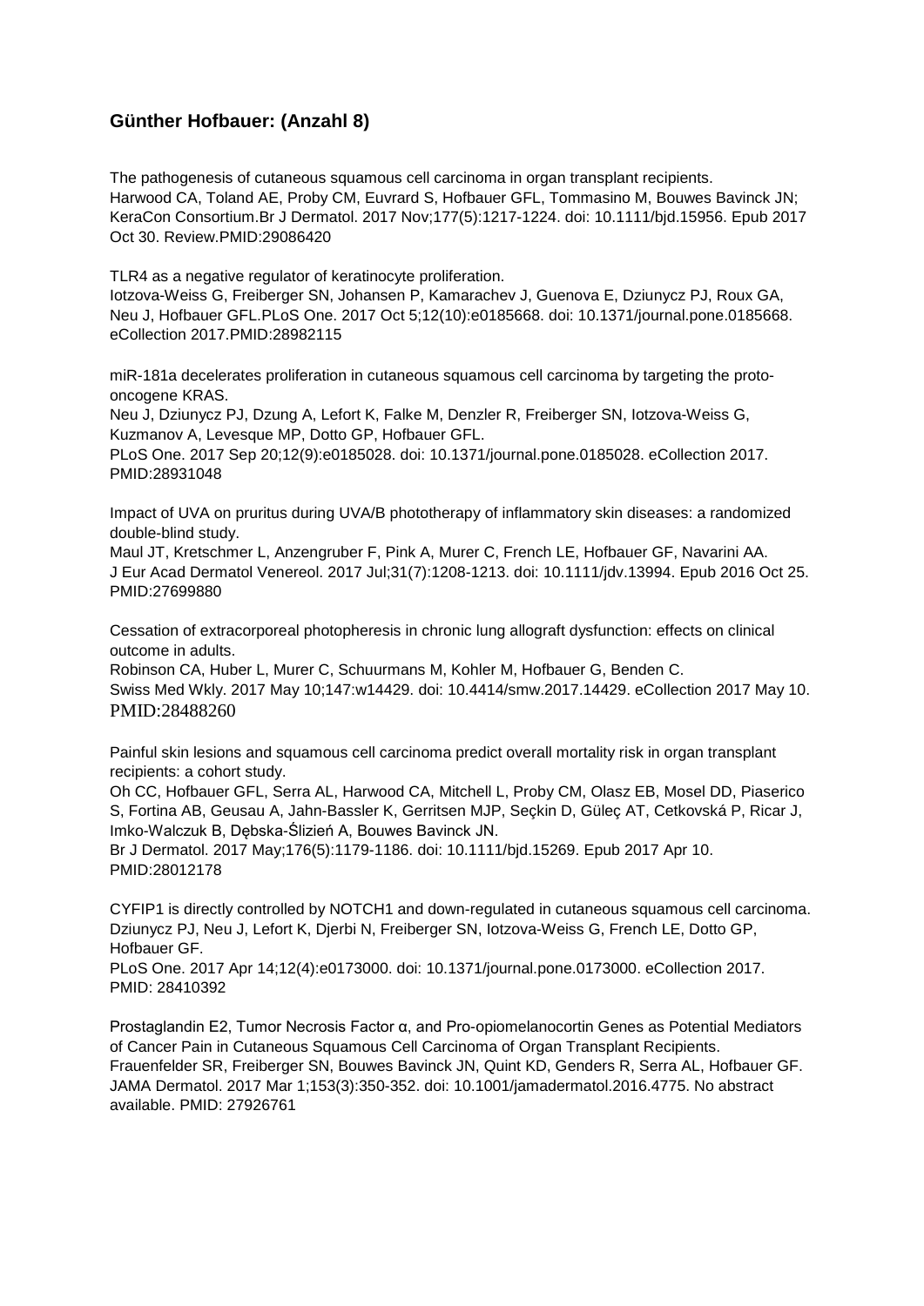**Günther Hofbauer: (Anzahl 8)**

The pathogenesis of cutaneous squamous cell carcinoma in organ transplant recipients.
Harwood CA, Toland AE, Proby CM, Euvrard S, Hofbauer GFL, Tommasino M, Bouwes Bavinck JN; KeraCon Consortium.Br J Dermatol. 2017 Nov;177(5):1217-1224. doi: 10.1111/bjd.15956. Epub 2017 Oct 30. Review.PMID:29086420

TLR4 as a negative regulator of keratinocyte proliferation.
Iotzova-Weiss G, Freiberger SN, Johansen P, Kamarachev J, Guenova E, Dziunycz PJ, Roux GA, Neu J, Hofbauer GFL.PLoS One. 2017 Oct 5;12(10):e0185668. doi: 10.1371/journal.pone.0185668. eCollection 2017.PMID:28982115

miR-181a decelerates proliferation in cutaneous squamous cell carcinoma by targeting the proto-oncogene KRAS.
Neu J, Dziunycz PJ, Dzung A, Lefort K, Falke M, Denzler R, Freiberger SN, Iotzova-Weiss G, Kuzmanov A, Levesque MP, Dotto GP, Hofbauer GFL.
PLoS One. 2017 Sep 20;12(9):e0185028. doi: 10.1371/journal.pone.0185028. eCollection 2017. PMID:28931048

Impact of UVA on pruritus during UVA/B phototherapy of inflammatory skin diseases: a randomized double-blind study.
Maul JT, Kretschmer L, Anzengruber F, Pink A, Murer C, French LE, Hofbauer GF, Navarini AA.
J Eur Acad Dermatol Venereol. 2017 Jul;31(7):1208-1213. doi: 10.1111/jdv.13994. Epub 2016 Oct 25. PMID:27699880

Cessation of extracorporeal photopheresis in chronic lung allograft dysfunction: effects on clinical outcome in adults.
Robinson CA, Huber L, Murer C, Schuurmans M, Kohler M, Hofbauer G, Benden C.
Swiss Med Wkly. 2017 May 10;147:w14429. doi: 10.4414/smw.2017.14429. eCollection 2017 May 10. PMID:28488260

Painful skin lesions and squamous cell carcinoma predict overall mortality risk in organ transplant recipients: a cohort study.
Oh CC, Hofbauer GFL, Serra AL, Harwood CA, Mitchell L, Proby CM, Olasz EB, Mosel DD, Piaserico S, Fortina AB, Geusau A, Jahn-Bassler K, Gerritsen MJP, Seçkin D, Güleç AT, Cetkovská P, Ricar J, Imko-Walczuk B, Dębska-Ślizień A, Bouwes Bavinck JN.
Br J Dermatol. 2017 May;176(5):1179-1186. doi: 10.1111/bjd.15269. Epub 2017 Apr 10. PMID:28012178

CYFIP1 is directly controlled by NOTCH1 and down-regulated in cutaneous squamous cell carcinoma.
Dziunycz PJ, Neu J, Lefort K, Djerbi N, Freiberger SN, Iotzova-Weiss G, French LE, Dotto GP, Hofbauer GF.
PLoS One. 2017 Apr 14;12(4):e0173000. doi: 10.1371/journal.pone.0173000. eCollection 2017. PMID: 28410392

Prostaglandin E2, Tumor Necrosis Factor α, and Pro-opiomelanocortin Genes as Potential Mediators of Cancer Pain in Cutaneous Squamous Cell Carcinoma of Organ Transplant Recipients.
Frauenfelder SR, Freiberger SN, Bouwes Bavinck JN, Quint KD, Genders R, Serra AL, Hofbauer GF.
JAMA Dermatol. 2017 Mar 1;153(3):350-352. doi: 10.1001/jamadermatol.2016.4775. No abstract available. PMID: 27926761